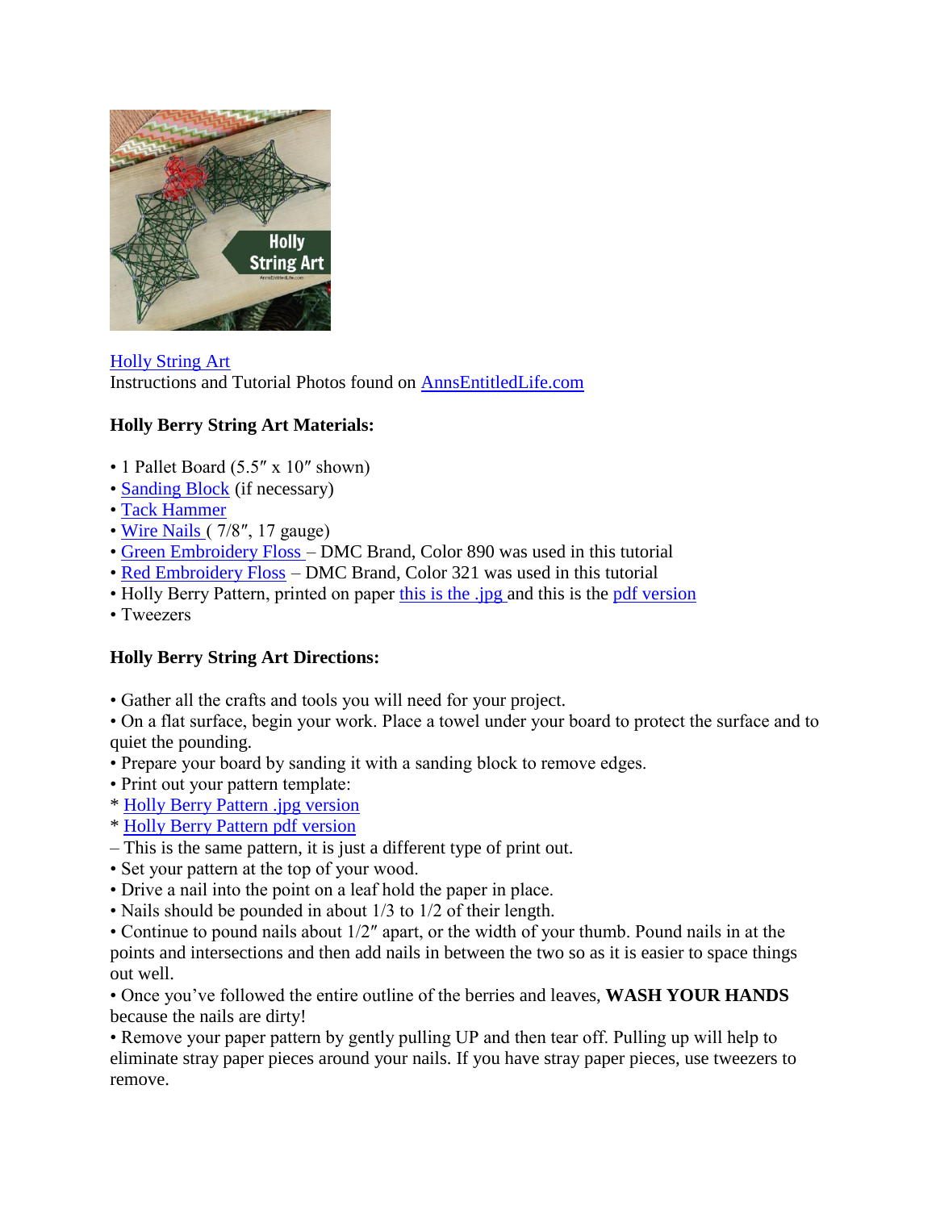Holly String Art
Instructions and Tutorial Photos found on AnnsEntitledLife.com

**Holly Berry String Art Materials:**

- 1 Pallet Board (5.5″ x 10″ shown)
- Sanding Block (if necessary)
- Tack Hammer
- Wire Nails ( 7/8″, 17 gauge)
- Green Embroidery Floss – DMC Brand, Color 890 was used in this tutorial
- Red Embroidery Floss – DMC Brand, Color 321 was used in this tutorial
- Holly Berry Pattern, printed on paper this is the .jpg and this is the pdf version
- Tweezers

**Holly Berry String Art Directions:**

- Gather all the crafts and tools you will need for your project.
- On a flat surface, begin your work. Place a towel under your board to protect the surface and to quiet the pounding.
- Prepare your board by sanding it with a sanding block to remove edges.
- Print out your pattern template:

* Holly Berry Pattern .jpg version
* Holly Berry Pattern pdf version

– This is the same pattern, it is just a different type of print out.

- Set your pattern at the top of your wood.
- Drive a nail into the point on a leaf hold the paper in place.
- Nails should be pounded in about 1/3 to 1/2 of their length.
- Continue to pound nails about 1/2″ apart, or the width of your thumb. Pound nails in at the points and intersections and then add nails in between the two so as it is easier to space things out well.
- Once you've followed the entire outline of the berries and leaves, **WASH YOUR HANDS** because the nails are dirty!
- Remove your paper pattern by gently pulling UP and then tear off. Pulling up will help to eliminate stray paper pieces around your nails. If you have stray paper pieces, use tweezers to remove.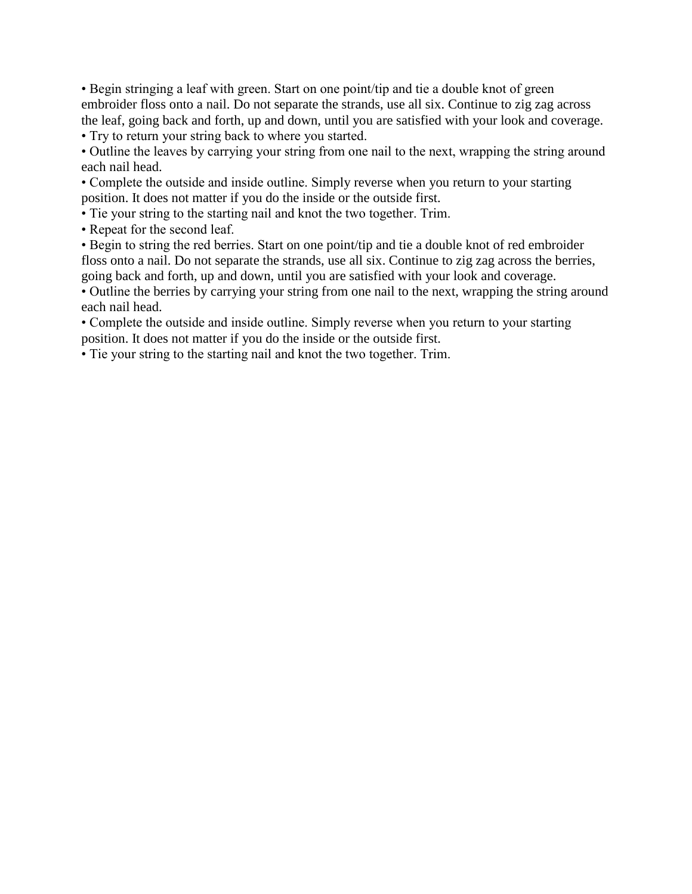- Begin stringing a leaf with green. Start on one point/tip and tie a double knot of green embroider floss onto a nail. Do not separate the strands, use all six. Continue to zig zag across the leaf, going back and forth, up and down, until you are satisfied with your look and coverage.
- Try to return your string back to where you started.
- Outline the leaves by carrying your string from one nail to the next, wrapping the string around each nail head.
- Complete the outside and inside outline. Simply reverse when you return to your starting position. It does not matter if you do the inside or the outside first.
- Tie your string to the starting nail and knot the two together. Trim.
- Repeat for the second leaf.
- Begin to string the red berries. Start on one point/tip and tie a double knot of red embroider floss onto a nail. Do not separate the strands, use all six. Continue to zig zag across the berries, going back and forth, up and down, until you are satisfied with your look and coverage.
- Outline the berries by carrying your string from one nail to the next, wrapping the string around each nail head.
- Complete the outside and inside outline. Simply reverse when you return to your starting position. It does not matter if you do the inside or the outside first.
- Tie your string to the starting nail and knot the two together. Trim.